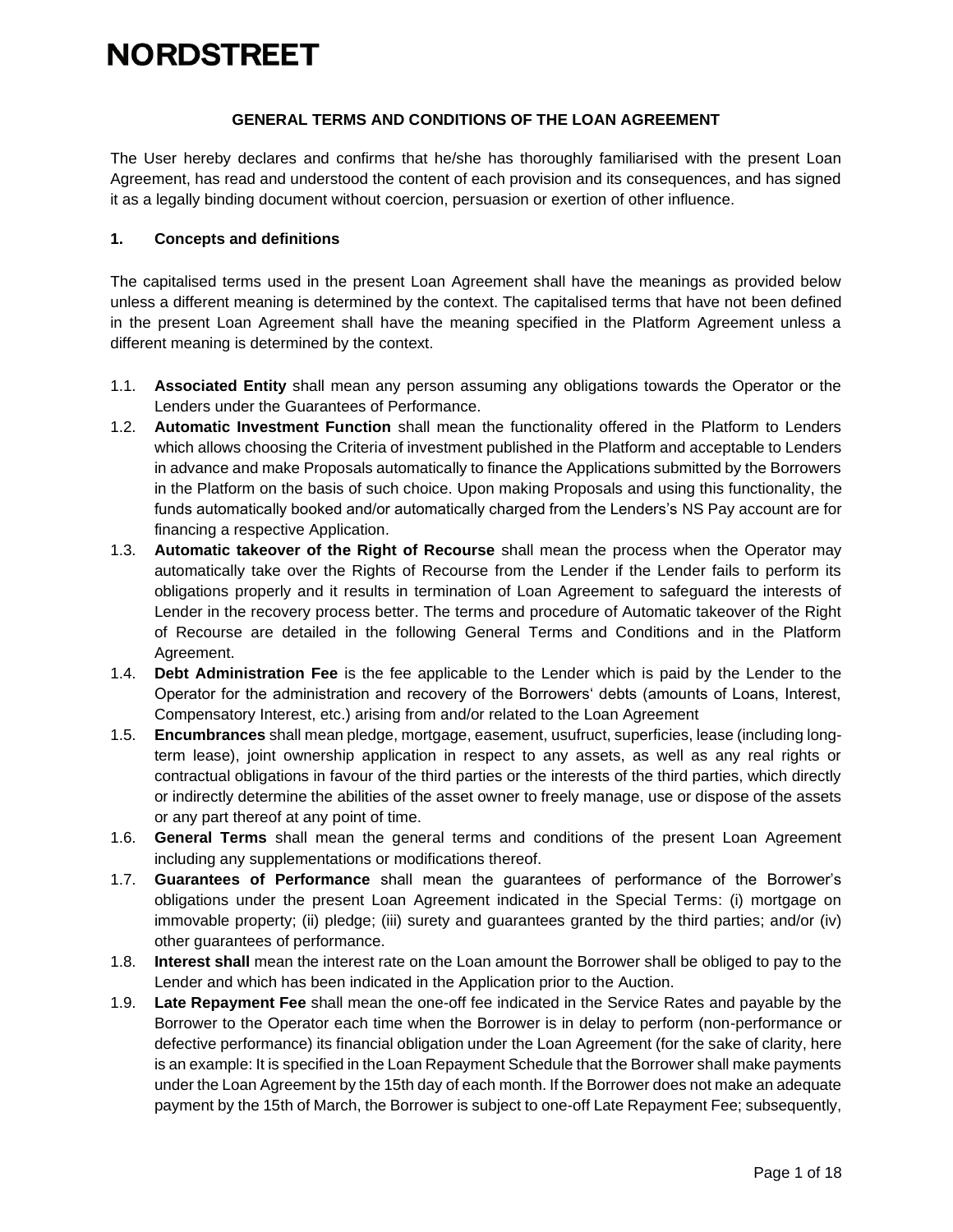# NORDSTREET

## GENERAL TERMS AND CONDITIONS OF THE LOAN AGREEMENT

The User hereby declares and confirms that he/she has thoroughly familiarised with the present Loan Agreement, has read and understood the content of each provision and its consequences, and has signed it as a legally binding document without coercion, persuasion or exertion of other influence.

### 1. Concepts and definitions

The capitalised terms used in the present Loan Agreement shall have the meanings as provided below unless a different meaning is determined by the context. The capitalised terms that have not been defined in the present Loan Agreement shall have the meaning specified in the Platform Agreement unless a different meaning is determined by the context.

1.1. **Associated Entity** shall mean any person assuming any obligations towards the Operator or the Lenders under the Guarantees of Performance.

1.2. **Automatic Investment Function** shall mean the functionality offered in the Platform to Lenders which allows choosing the Criteria of investment published in the Platform and acceptable to Lenders in advance and make Proposals automatically to finance the Applications submitted by the Borrowers in the Platform on the basis of such choice. Upon making Proposals and using this functionality, the funds automatically booked and/or automatically charged from the Lenders's NS Pay account are for financing a respective Application.

1.3. **Automatic takeover of the Right of Recourse** shall mean the process when the Operator may automatically take over the Rights of Recourse from the Lender if the Lender fails to perform its obligations properly and it results in termination of Loan Agreement to safeguard the interests of Lender in the recovery process better. The terms and procedure of Automatic takeover of the Right of Recourse are detailed in the following General Terms and Conditions and in the Platform Agreement.

1.4. **Debt Administration Fee** is the fee applicable to the Lender which is paid by the Lender to the Operator for the administration and recovery of the Borrowers' debts (amounts of Loans, Interest, Compensatory Interest, etc.) arising from and/or related to the Loan Agreement

1.5. **Encumbrances** shall mean pledge, mortgage, easement, usufruct, superficies, lease (including long-term lease), joint ownership application in respect to any assets, as well as any real rights or contractual obligations in favour of the third parties or the interests of the third parties, which directly or indirectly determine the abilities of the asset owner to freely manage, use or dispose of the assets or any part thereof at any point of time.

1.6. **General Terms** shall mean the general terms and conditions of the present Loan Agreement including any supplementations or modifications thereof.

1.7. **Guarantees of Performance** shall mean the guarantees of performance of the Borrower's obligations under the present Loan Agreement indicated in the Special Terms: (i) mortgage on immovable property; (ii) pledge; (iii) surety and guarantees granted by the third parties; and/or (iv) other guarantees of performance.

1.8. **Interest shall** mean the interest rate on the Loan amount the Borrower shall be obliged to pay to the Lender and which has been indicated in the Application prior to the Auction.

1.9. **Late Repayment Fee** shall mean the one-off fee indicated in the Service Rates and payable by the Borrower to the Operator each time when the Borrower is in delay to perform (non-performance or defective performance) its financial obligation under the Loan Agreement (for the sake of clarity, here is an example: It is specified in the Loan Repayment Schedule that the Borrower shall make payments under the Loan Agreement by the 15th day of each month. If the Borrower does not make an adequate payment by the 15th of March, the Borrower is subject to one-off Late Repayment Fee; subsequently,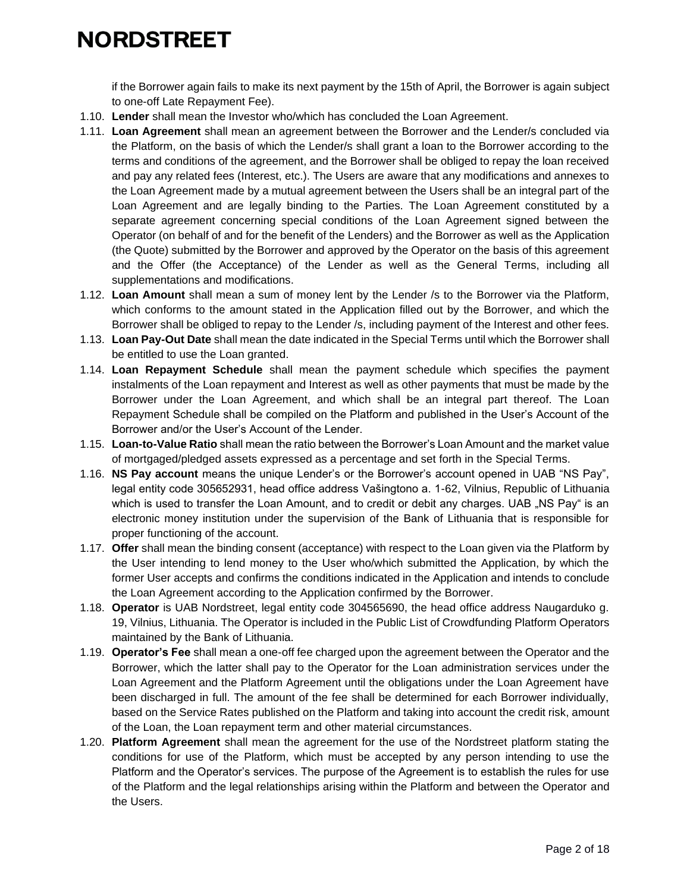if the Borrower again fails to make its next payment by the 15th of April, the Borrower is again subject to one-off Late Repayment Fee).

1.10. **Lender** shall mean the Investor who/which has concluded the Loan Agreement.

1.11. **Loan Agreement** shall mean an agreement between the Borrower and the Lender/s concluded via the Platform, on the basis of which the Lender/s shall grant a loan to the Borrower according to the terms and conditions of the agreement, and the Borrower shall be obliged to repay the loan received and pay any related fees (Interest, etc.). The Users are aware that any modifications and annexes to the Loan Agreement made by a mutual agreement between the Users shall be an integral part of the Loan Agreement and are legally binding to the Parties. The Loan Agreement constituted by a separate agreement concerning special conditions of the Loan Agreement signed between the Operator (on behalf of and for the benefit of the Lenders) and the Borrower as well as the Application (the Quote) submitted by the Borrower and approved by the Operator on the basis of this agreement and the Offer (the Acceptance) of the Lender as well as the General Terms, including all supplementations and modifications.

1.12. **Loan Amount** shall mean a sum of money lent by the Lender /s to the Borrower via the Platform, which conforms to the amount stated in the Application filled out by the Borrower, and which the Borrower shall be obliged to repay to the Lender /s, including payment of the Interest and other fees.

1.13. **Loan Pay-Out Date** shall mean the date indicated in the Special Terms until which the Borrower shall be entitled to use the Loan granted.

1.14. **Loan Repayment Schedule** shall mean the payment schedule which specifies the payment instalments of the Loan repayment and Interest as well as other payments that must be made by the Borrower under the Loan Agreement, and which shall be an integral part thereof. The Loan Repayment Schedule shall be compiled on the Platform and published in the User's Account of the Borrower and/or the User's Account of the Lender.

1.15. **Loan-to-Value Ratio** shall mean the ratio between the Borrower's Loan Amount and the market value of mortgaged/pledged assets expressed as a percentage and set forth in the Special Terms.

1.16. **NS Pay account** means the unique Lender's or the Borrower's account opened in UAB "NS Pay", legal entity code 305652931, head office address Vašingtono a. 1-62, Vilnius, Republic of Lithuania which is used to transfer the Loan Amount, and to credit or debit any charges. UAB „NS Pay" is an electronic money institution under the supervision of the Bank of Lithuania that is responsible for proper functioning of the account.

1.17. **Offer** shall mean the binding consent (acceptance) with respect to the Loan given via the Platform by the User intending to lend money to the User who/which submitted the Application, by which the former User accepts and confirms the conditions indicated in the Application and intends to conclude the Loan Agreement according to the Application confirmed by the Borrower.

1.18. **Operator** is UAB Nordstreet, legal entity code 304565690, the head office address Naugarduko g. 19, Vilnius, Lithuania. The Operator is included in the Public List of Crowdfunding Platform Operators maintained by the Bank of Lithuania.

1.19. **Operator's Fee** shall mean a one-off fee charged upon the agreement between the Operator and the Borrower, which the latter shall pay to the Operator for the Loan administration services under the Loan Agreement and the Platform Agreement until the obligations under the Loan Agreement have been discharged in full. The amount of the fee shall be determined for each Borrower individually, based on the Service Rates published on the Platform and taking into account the credit risk, amount of the Loan, the Loan repayment term and other material circumstances.

1.20. **Platform Agreement** shall mean the agreement for the use of the Nordstreet platform stating the conditions for use of the Platform, which must be accepted by any person intending to use the Platform and the Operator's services. The purpose of the Agreement is to establish the rules for use of the Platform and the legal relationships arising within the Platform and between the Operator and the Users.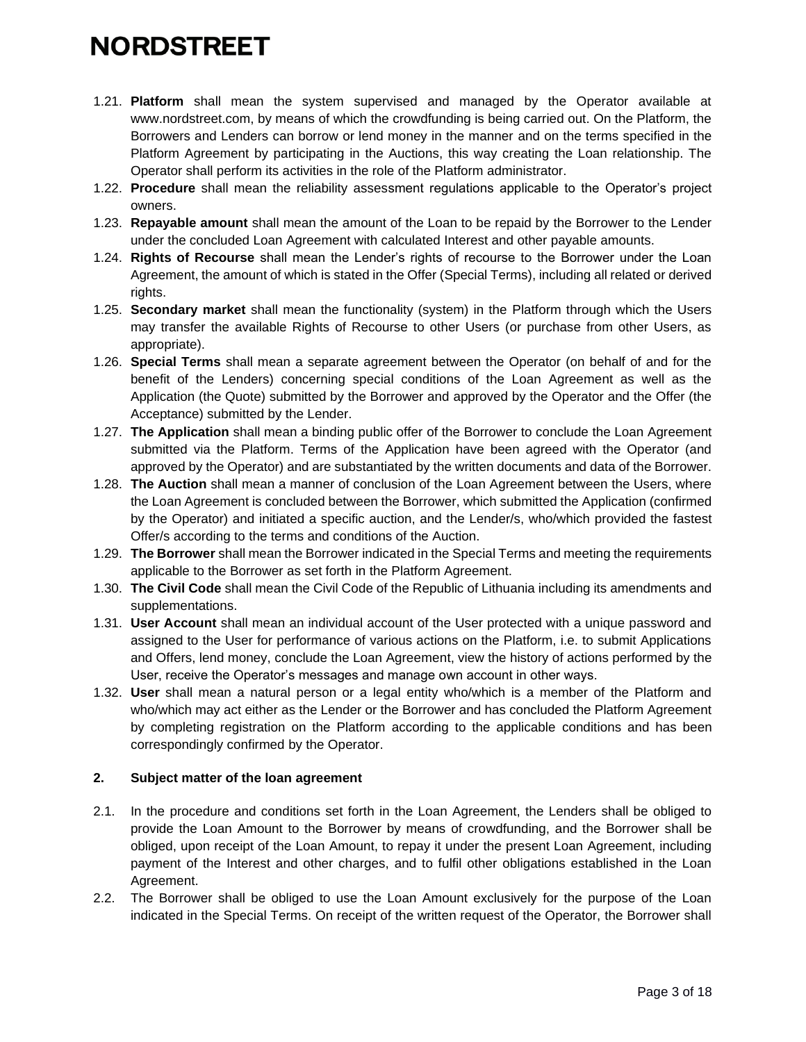1.21. **Platform** shall mean the system supervised and managed by the Operator available at www.nordstreet.com, by means of which the crowdfunding is being carried out. On the Platform, the Borrowers and Lenders can borrow or lend money in the manner and on the terms specified in the Platform Agreement by participating in the Auctions, this way creating the Loan relationship. The Operator shall perform its activities in the role of the Platform administrator.

1.22. **Procedure** shall mean the reliability assessment regulations applicable to the Operator's project owners.

1.23. **Repayable amount** shall mean the amount of the Loan to be repaid by the Borrower to the Lender under the concluded Loan Agreement with calculated Interest and other payable amounts.

1.24. **Rights of Recourse** shall mean the Lender's rights of recourse to the Borrower under the Loan Agreement, the amount of which is stated in the Offer (Special Terms), including all related or derived rights.

1.25. **Secondary market** shall mean the functionality (system) in the Platform through which the Users may transfer the available Rights of Recourse to other Users (or purchase from other Users, as appropriate).

1.26. **Special Terms** shall mean a separate agreement between the Operator (on behalf of and for the benefit of the Lenders) concerning special conditions of the Loan Agreement as well as the Application (the Quote) submitted by the Borrower and approved by the Operator and the Offer (the Acceptance) submitted by the Lender.

1.27. **The Application** shall mean a binding public offer of the Borrower to conclude the Loan Agreement submitted via the Platform. Terms of the Application have been agreed with the Operator (and approved by the Operator) and are substantiated by the written documents and data of the Borrower.

1.28. **The Auction** shall mean a manner of conclusion of the Loan Agreement between the Users, where the Loan Agreement is concluded between the Borrower, which submitted the Application (confirmed by the Operator) and initiated a specific auction, and the Lender/s, who/which provided the fastest Offer/s according to the terms and conditions of the Auction.

1.29. **The Borrower** shall mean the Borrower indicated in the Special Terms and meeting the requirements applicable to the Borrower as set forth in the Platform Agreement.

1.30. **The Civil Code** shall mean the Civil Code of the Republic of Lithuania including its amendments and supplementations.

1.31. **User Account** shall mean an individual account of the User protected with a unique password and assigned to the User for performance of various actions on the Platform, i.e. to submit Applications and Offers, lend money, conclude the Loan Agreement, view the history of actions performed by the User, receive the Operator's messages and manage own account in other ways.

1.32. **User** shall mean a natural person or a legal entity who/which is a member of the Platform and who/which may act either as the Lender or the Borrower and has concluded the Platform Agreement by completing registration on the Platform according to the applicable conditions and has been correspondingly confirmed by the Operator.

## 2. Subject matter of the loan agreement

2.1. In the procedure and conditions set forth in the Loan Agreement, the Lenders shall be obliged to provide the Loan Amount to the Borrower by means of crowdfunding, and the Borrower shall be obliged, upon receipt of the Loan Amount, to repay it under the present Loan Agreement, including payment of the Interest and other charges, and to fulfil other obligations established in the Loan Agreement.

2.2. The Borrower shall be obliged to use the Loan Amount exclusively for the purpose of the Loan indicated in the Special Terms. On receipt of the written request of the Operator, the Borrower shall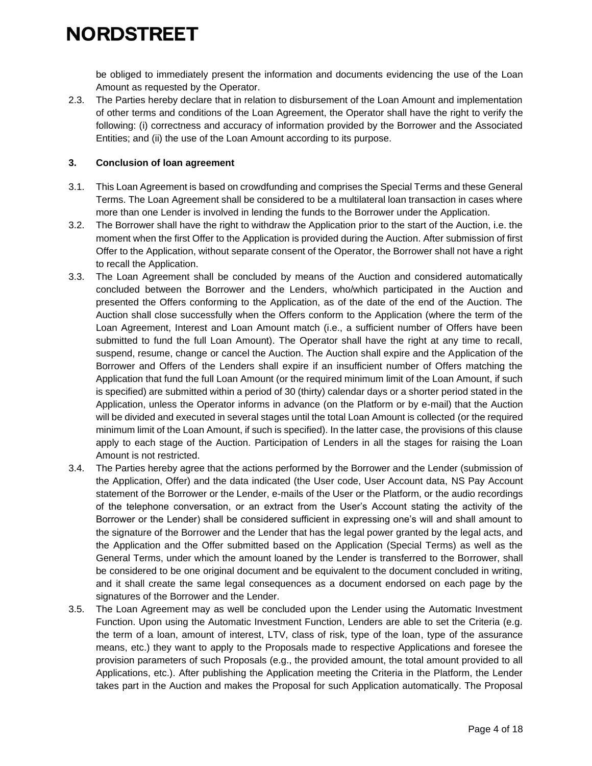be obliged to immediately present the information and documents evidencing the use of the Loan Amount as requested by the Operator.

2.3. The Parties hereby declare that in relation to disbursement of the Loan Amount and implementation of other terms and conditions of the Loan Agreement, the Operator shall have the right to verify the following: (i) correctness and accuracy of information provided by the Borrower and the Associated Entities; and (ii) the use of the Loan Amount according to its purpose.

### 3. Conclusion of loan agreement

3.1. This Loan Agreement is based on crowdfunding and comprises the Special Terms and these General Terms. The Loan Agreement shall be considered to be a multilateral loan transaction in cases where more than one Lender is involved in lending the funds to the Borrower under the Application.

3.2. The Borrower shall have the right to withdraw the Application prior to the start of the Auction, i.e. the moment when the first Offer to the Application is provided during the Auction. After submission of first Offer to the Application, without separate consent of the Operator, the Borrower shall not have a right to recall the Application.

3.3. The Loan Agreement shall be concluded by means of the Auction and considered automatically concluded between the Borrower and the Lenders, who/which participated in the Auction and presented the Offers conforming to the Application, as of the date of the end of the Auction. The Auction shall close successfully when the Offers conform to the Application (where the term of the Loan Agreement, Interest and Loan Amount match (i.e., a sufficient number of Offers have been submitted to fund the full Loan Amount). The Operator shall have the right at any time to recall, suspend, resume, change or cancel the Auction. The Auction shall expire and the Application of the Borrower and Offers of the Lenders shall expire if an insufficient number of Offers matching the Application that fund the full Loan Amount (or the required minimum limit of the Loan Amount, if such is specified) are submitted within a period of 30 (thirty) calendar days or a shorter period stated in the Application, unless the Operator informs in advance (on the Platform or by e-mail) that the Auction will be divided and executed in several stages until the total Loan Amount is collected (or the required minimum limit of the Loan Amount, if such is specified). In the latter case, the provisions of this clause apply to each stage of the Auction. Participation of Lenders in all the stages for raising the Loan Amount is not restricted.

3.4. The Parties hereby agree that the actions performed by the Borrower and the Lender (submission of the Application, Offer) and the data indicated (the User code, User Account data, NS Pay Account statement of the Borrower or the Lender, e-mails of the User or the Platform, or the audio recordings of the telephone conversation, or an extract from the User's Account stating the activity of the Borrower or the Lender) shall be considered sufficient in expressing one's will and shall amount to the signature of the Borrower and the Lender that has the legal power granted by the legal acts, and the Application and the Offer submitted based on the Application (Special Terms) as well as the General Terms, under which the amount loaned by the Lender is transferred to the Borrower, shall be considered to be one original document and be equivalent to the document concluded in writing, and it shall create the same legal consequences as a document endorsed on each page by the signatures of the Borrower and the Lender.

3.5. The Loan Agreement may as well be concluded upon the Lender using the Automatic Investment Function. Upon using the Automatic Investment Function, Lenders are able to set the Criteria (e.g. the term of a loan, amount of interest, LTV, class of risk, type of the loan, type of the assurance means, etc.) they want to apply to the Proposals made to respective Applications and foresee the provision parameters of such Proposals (e.g., the provided amount, the total amount provided to all Applications, etc.). After publishing the Application meeting the Criteria in the Platform, the Lender takes part in the Auction and makes the Proposal for such Application automatically. The Proposal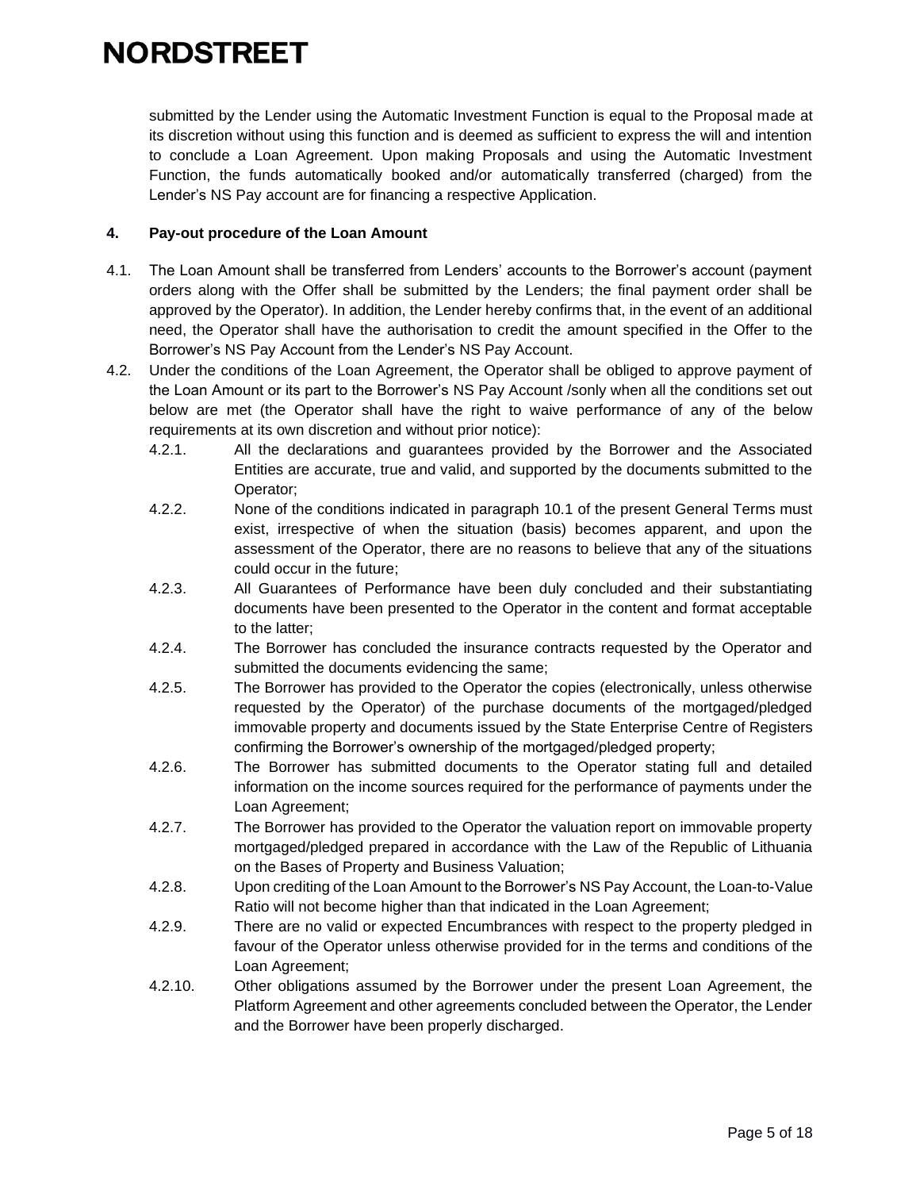submitted by the Lender using the Automatic Investment Function is equal to the Proposal made at its discretion without using this function and is deemed as sufficient to express the will and intention to conclude a Loan Agreement. Upon making Proposals and using the Automatic Investment Function, the funds automatically booked and/or automatically transferred (charged) from the Lender's NS Pay account are for financing a respective Application.

## 4. Pay-out procedure of the Loan Amount

4.1. The Loan Amount shall be transferred from Lenders' accounts to the Borrower's account (payment orders along with the Offer shall be submitted by the Lenders; the final payment order shall be approved by the Operator). In addition, the Lender hereby confirms that, in the event of an additional need, the Operator shall have the authorisation to credit the amount specified in the Offer to the Borrower's NS Pay Account from the Lender's NS Pay Account.

4.2. Under the conditions of the Loan Agreement, the Operator shall be obliged to approve payment of the Loan Amount or its part to the Borrower's NS Pay Account /sonly when all the conditions set out below are met (the Operator shall have the right to waive performance of any of the below requirements at its own discretion and without prior notice):

4.2.1. All the declarations and guarantees provided by the Borrower and the Associated Entities are accurate, true and valid, and supported by the documents submitted to the Operator;

4.2.2. None of the conditions indicated in paragraph 10.1 of the present General Terms must exist, irrespective of when the situation (basis) becomes apparent, and upon the assessment of the Operator, there are no reasons to believe that any of the situations could occur in the future;

4.2.3. All Guarantees of Performance have been duly concluded and their substantiating documents have been presented to the Operator in the content and format acceptable to the latter;

4.2.4. The Borrower has concluded the insurance contracts requested by the Operator and submitted the documents evidencing the same;

4.2.5. The Borrower has provided to the Operator the copies (electronically, unless otherwise requested by the Operator) of the purchase documents of the mortgaged/pledged immovable property and documents issued by the State Enterprise Centre of Registers confirming the Borrower's ownership of the mortgaged/pledged property;

4.2.6. The Borrower has submitted documents to the Operator stating full and detailed information on the income sources required for the performance of payments under the Loan Agreement;

4.2.7. The Borrower has provided to the Operator the valuation report on immovable property mortgaged/pledged prepared in accordance with the Law of the Republic of Lithuania on the Bases of Property and Business Valuation;

4.2.8. Upon crediting of the Loan Amount to the Borrower's NS Pay Account, the Loan-to-Value Ratio will not become higher than that indicated in the Loan Agreement;

4.2.9. There are no valid or expected Encumbrances with respect to the property pledged in favour of the Operator unless otherwise provided for in the terms and conditions of the Loan Agreement;

4.2.10. Other obligations assumed by the Borrower under the present Loan Agreement, the Platform Agreement and other agreements concluded between the Operator, the Lender and the Borrower have been properly discharged.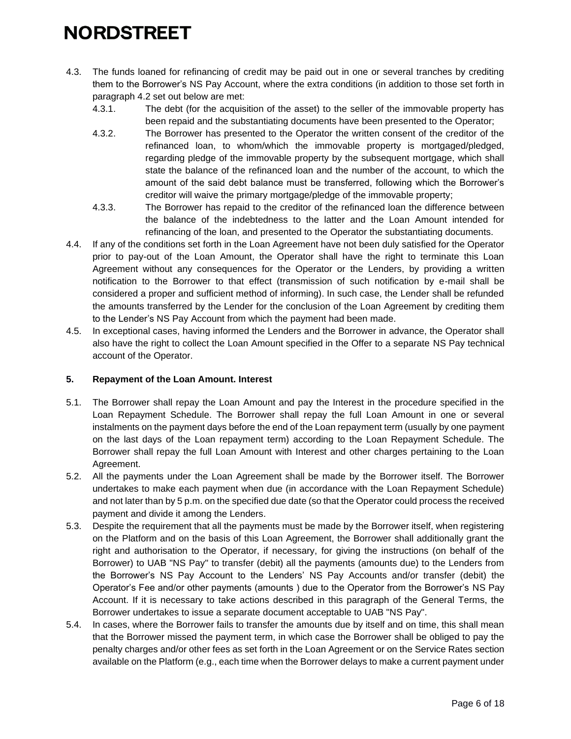4.3. The funds loaned for refinancing of credit may be paid out in one or several tranches by crediting them to the Borrower's NS Pay Account, where the extra conditions (in addition to those set forth in paragraph 4.2 set out below are met:

4.3.1. The debt (for the acquisition of the asset) to the seller of the immovable property has been repaid and the substantiating documents have been presented to the Operator;

4.3.2. The Borrower has presented to the Operator the written consent of the creditor of the refinanced loan, to whom/which the immovable property is mortgaged/pledged, regarding pledge of the immovable property by the subsequent mortgage, which shall state the balance of the refinanced loan and the number of the account, to which the amount of the said debt balance must be transferred, following which the Borrower's creditor will waive the primary mortgage/pledge of the immovable property;

4.3.3. The Borrower has repaid to the creditor of the refinanced loan the difference between the balance of the indebtedness to the latter and the Loan Amount intended for refinancing of the loan, and presented to the Operator the substantiating documents.

4.4. If any of the conditions set forth in the Loan Agreement have not been duly satisfied for the Operator prior to pay-out of the Loan Amount, the Operator shall have the right to terminate this Loan Agreement without any consequences for the Operator or the Lenders, by providing a written notification to the Borrower to that effect (transmission of such notification by e-mail shall be considered a proper and sufficient method of informing). In such case, the Lender shall be refunded the amounts transferred by the Lender for the conclusion of the Loan Agreement by crediting them to the Lender's NS Pay Account from which the payment had been made.

4.5. In exceptional cases, having informed the Lenders and the Borrower in advance, the Operator shall also have the right to collect the Loan Amount specified in the Offer to a separate NS Pay technical account of the Operator.

### 5. Repayment of the Loan Amount. Interest

5.1. The Borrower shall repay the Loan Amount and pay the Interest in the procedure specified in the Loan Repayment Schedule. The Borrower shall repay the full Loan Amount in one or several instalments on the payment days before the end of the Loan repayment term (usually by one payment on the last days of the Loan repayment term) according to the Loan Repayment Schedule. The Borrower shall repay the full Loan Amount with Interest and other charges pertaining to the Loan Agreement.

5.2. All the payments under the Loan Agreement shall be made by the Borrower itself. The Borrower undertakes to make each payment when due (in accordance with the Loan Repayment Schedule) and not later than by 5 p.m. on the specified due date (so that the Operator could process the received payment and divide it among the Lenders.

5.3. Despite the requirement that all the payments must be made by the Borrower itself, when registering on the Platform and on the basis of this Loan Agreement, the Borrower shall additionally grant the right and authorisation to the Operator, if necessary, for giving the instructions (on behalf of the Borrower) to UAB "NS Pay" to transfer (debit) all the payments (amounts due) to the Lenders from the Borrower's NS Pay Account to the Lenders' NS Pay Accounts and/or transfer (debit) the Operator's Fee and/or other payments (amounts ) due to the Operator from the Borrower's NS Pay Account. If it is necessary to take actions described in this paragraph of the General Terms, the Borrower undertakes to issue a separate document acceptable to UAB "NS Pay".

5.4. In cases, where the Borrower fails to transfer the amounts due by itself and on time, this shall mean that the Borrower missed the payment term, in which case the Borrower shall be obliged to pay the penalty charges and/or other fees as set forth in the Loan Agreement or on the Service Rates section available on the Platform (e.g., each time when the Borrower delays to make a current payment under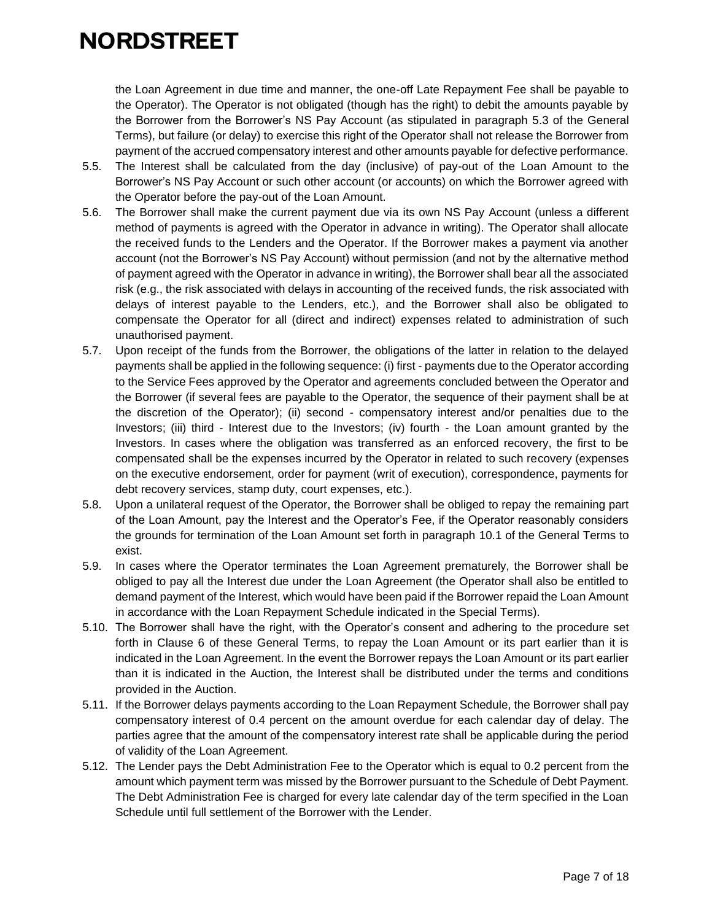the Loan Agreement in due time and manner, the one-off Late Repayment Fee shall be payable to the Operator). The Operator is not obligated (though has the right) to debit the amounts payable by the Borrower from the Borrower's NS Pay Account (as stipulated in paragraph 5.3 of the General Terms), but failure (or delay) to exercise this right of the Operator shall not release the Borrower from payment of the accrued compensatory interest and other amounts payable for defective performance.

5.5. The Interest shall be calculated from the day (inclusive) of pay-out of the Loan Amount to the Borrower's NS Pay Account or such other account (or accounts) on which the Borrower agreed with the Operator before the pay-out of the Loan Amount.

5.6. The Borrower shall make the current payment due via its own NS Pay Account (unless a different method of payments is agreed with the Operator in advance in writing). The Operator shall allocate the received funds to the Lenders and the Operator. If the Borrower makes a payment via another account (not the Borrower's NS Pay Account) without permission (and not by the alternative method of payment agreed with the Operator in advance in writing), the Borrower shall bear all the associated risk (e.g., the risk associated with delays in accounting of the received funds, the risk associated with delays of interest payable to the Lenders, etc.), and the Borrower shall also be obligated to compensate the Operator for all (direct and indirect) expenses related to administration of such unauthorised payment.

5.7. Upon receipt of the funds from the Borrower, the obligations of the latter in relation to the delayed payments shall be applied in the following sequence: (i) first - payments due to the Operator according to the Service Fees approved by the Operator and agreements concluded between the Operator and the Borrower (if several fees are payable to the Operator, the sequence of their payment shall be at the discretion of the Operator); (ii) second - compensatory interest and/or penalties due to the Investors; (iii) third - Interest due to the Investors; (iv) fourth - the Loan amount granted by the Investors. In cases where the obligation was transferred as an enforced recovery, the first to be compensated shall be the expenses incurred by the Operator in related to such recovery (expenses on the executive endorsement, order for payment (writ of execution), correspondence, payments for debt recovery services, stamp duty, court expenses, etc.).

5.8. Upon a unilateral request of the Operator, the Borrower shall be obliged to repay the remaining part of the Loan Amount, pay the Interest and the Operator's Fee, if the Operator reasonably considers the grounds for termination of the Loan Amount set forth in paragraph 10.1 of the General Terms to exist.

5.9. In cases where the Operator terminates the Loan Agreement prematurely, the Borrower shall be obliged to pay all the Interest due under the Loan Agreement (the Operator shall also be entitled to demand payment of the Interest, which would have been paid if the Borrower repaid the Loan Amount in accordance with the Loan Repayment Schedule indicated in the Special Terms).

5.10. The Borrower shall have the right, with the Operator's consent and adhering to the procedure set forth in Clause 6 of these General Terms, to repay the Loan Amount or its part earlier than it is indicated in the Loan Agreement. In the event the Borrower repays the Loan Amount or its part earlier than it is indicated in the Auction, the Interest shall be distributed under the terms and conditions provided in the Auction.

5.11. If the Borrower delays payments according to the Loan Repayment Schedule, the Borrower shall pay compensatory interest of 0.4 percent on the amount overdue for each calendar day of delay. The parties agree that the amount of the compensatory interest rate shall be applicable during the period of validity of the Loan Agreement.

5.12. The Lender pays the Debt Administration Fee to the Operator which is equal to 0.2 percent from the amount which payment term was missed by the Borrower pursuant to the Schedule of Debt Payment. The Debt Administration Fee is charged for every late calendar day of the term specified in the Loan Schedule until full settlement of the Borrower with the Lender.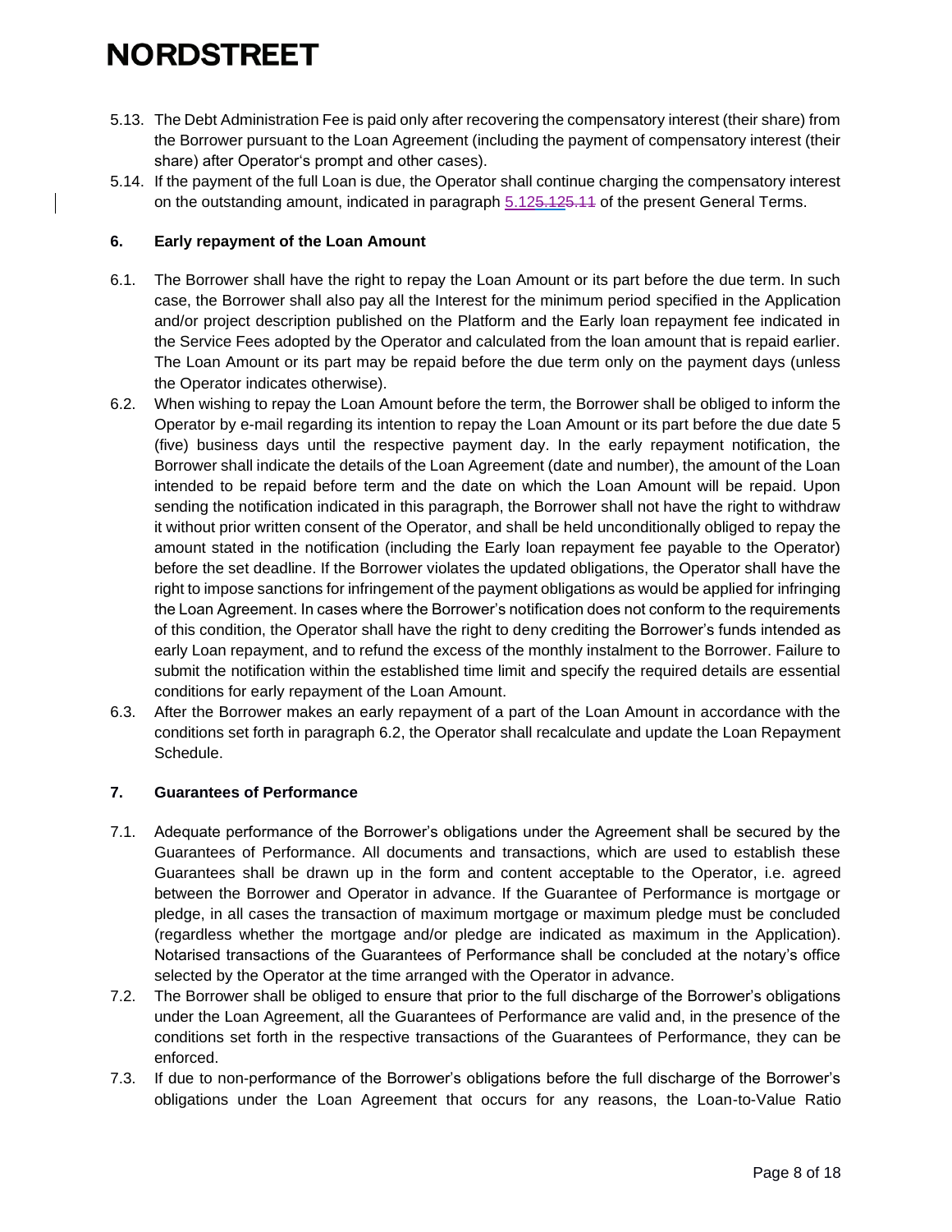5.13. The Debt Administration Fee is paid only after recovering the compensatory interest (their share) from the Borrower pursuant to the Loan Agreement (including the payment of compensatory interest (their share) after Operator's prompt and other cases).

5.14. If the payment of the full Loan is due, the Operator shall continue charging the compensatory interest on the outstanding amount, indicated in paragraph 5.125.125.11 of the present General Terms.

### 6. Early repayment of the Loan Amount

6.1. The Borrower shall have the right to repay the Loan Amount or its part before the due term. In such case, the Borrower shall also pay all the Interest for the minimum period specified in the Application and/or project description published on the Platform and the Early loan repayment fee indicated in the Service Fees adopted by the Operator and calculated from the loan amount that is repaid earlier. The Loan Amount or its part may be repaid before the due term only on the payment days (unless the Operator indicates otherwise).

6.2. When wishing to repay the Loan Amount before the term, the Borrower shall be obliged to inform the Operator by e-mail regarding its intention to repay the Loan Amount or its part before the due date 5 (five) business days until the respective payment day. In the early repayment notification, the Borrower shall indicate the details of the Loan Agreement (date and number), the amount of the Loan intended to be repaid before term and the date on which the Loan Amount will be repaid. Upon sending the notification indicated in this paragraph, the Borrower shall not have the right to withdraw it without prior written consent of the Operator, and shall be held unconditionally obliged to repay the amount stated in the notification (including the Early loan repayment fee payable to the Operator) before the set deadline. If the Borrower violates the updated obligations, the Operator shall have the right to impose sanctions for infringement of the payment obligations as would be applied for infringing the Loan Agreement. In cases where the Borrower's notification does not conform to the requirements of this condition, the Operator shall have the right to deny crediting the Borrower's funds intended as early Loan repayment, and to refund the excess of the monthly instalment to the Borrower. Failure to submit the notification within the established time limit and specify the required details are essential conditions for early repayment of the Loan Amount.

6.3. After the Borrower makes an early repayment of a part of the Loan Amount in accordance with the conditions set forth in paragraph 6.2, the Operator shall recalculate and update the Loan Repayment Schedule.

### 7. Guarantees of Performance

7.1. Adequate performance of the Borrower's obligations under the Agreement shall be secured by the Guarantees of Performance. All documents and transactions, which are used to establish these Guarantees shall be drawn up in the form and content acceptable to the Operator, i.e. agreed between the Borrower and Operator in advance. If the Guarantee of Performance is mortgage or pledge, in all cases the transaction of maximum mortgage or maximum pledge must be concluded (regardless whether the mortgage and/or pledge are indicated as maximum in the Application). Notarised transactions of the Guarantees of Performance shall be concluded at the notary's office selected by the Operator at the time arranged with the Operator in advance.

7.2. The Borrower shall be obliged to ensure that prior to the full discharge of the Borrower's obligations under the Loan Agreement, all the Guarantees of Performance are valid and, in the presence of the conditions set forth in the respective transactions of the Guarantees of Performance, they can be enforced.

7.3. If due to non-performance of the Borrower's obligations before the full discharge of the Borrower's obligations under the Loan Agreement that occurs for any reasons, the Loan-to-Value Ratio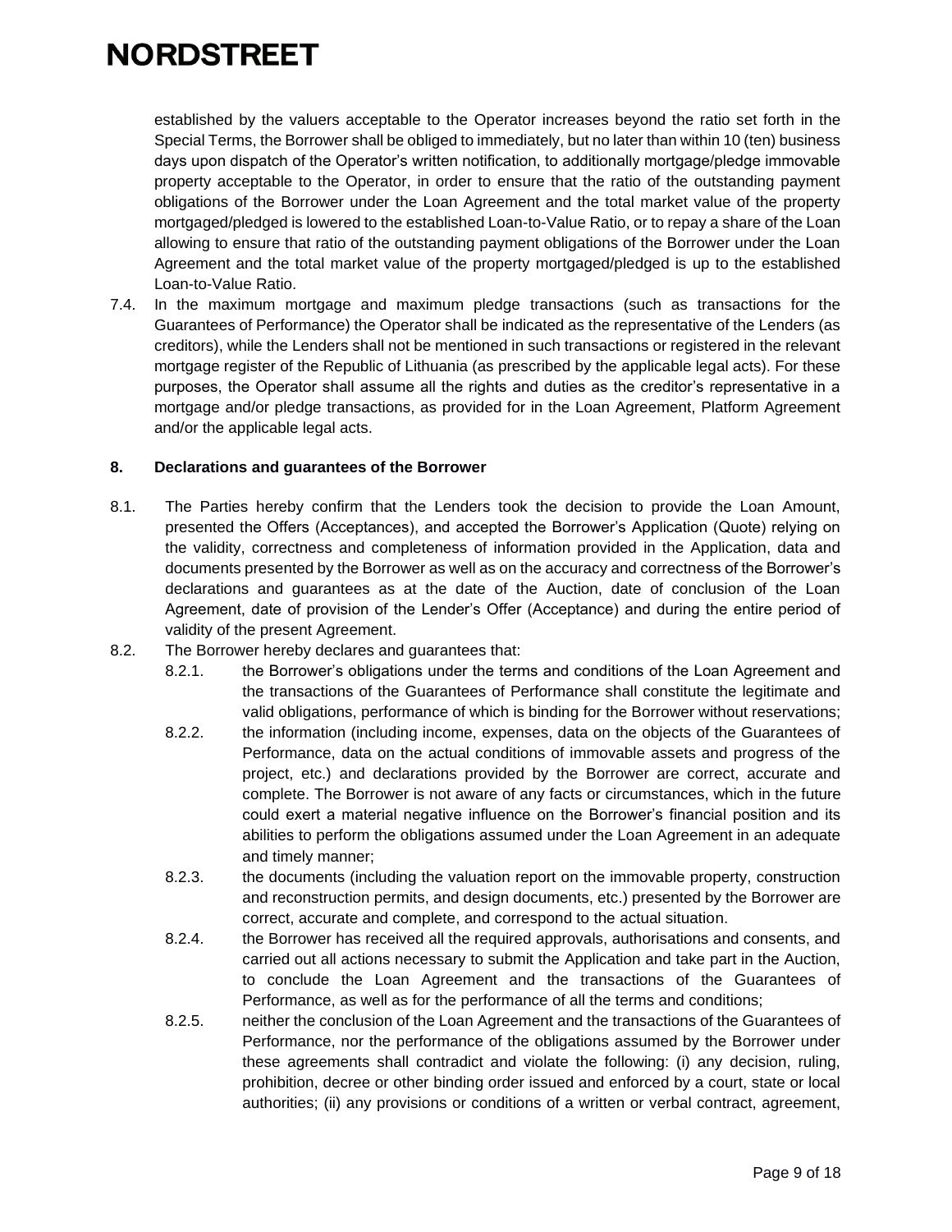established by the valuers acceptable to the Operator increases beyond the ratio set forth in the Special Terms, the Borrower shall be obliged to immediately, but no later than within 10 (ten) business days upon dispatch of the Operator's written notification, to additionally mortgage/pledge immovable property acceptable to the Operator, in order to ensure that the ratio of the outstanding payment obligations of the Borrower under the Loan Agreement and the total market value of the property mortgaged/pledged is lowered to the established Loan-to-Value Ratio, or to repay a share of the Loan allowing to ensure that ratio of the outstanding payment obligations of the Borrower under the Loan Agreement and the total market value of the property mortgaged/pledged is up to the established Loan-to-Value Ratio.

7.4. In the maximum mortgage and maximum pledge transactions (such as transactions for the Guarantees of Performance) the Operator shall be indicated as the representative of the Lenders (as creditors), while the Lenders shall not be mentioned in such transactions or registered in the relevant mortgage register of the Republic of Lithuania (as prescribed by the applicable legal acts). For these purposes, the Operator shall assume all the rights and duties as the creditor's representative in a mortgage and/or pledge transactions, as provided for in the Loan Agreement, Platform Agreement and/or the applicable legal acts.

**8. Declarations and guarantees of the Borrower**

8.1. The Parties hereby confirm that the Lenders took the decision to provide the Loan Amount, presented the Offers (Acceptances), and accepted the Borrower's Application (Quote) relying on the validity, correctness and completeness of information provided in the Application, data and documents presented by the Borrower as well as on the accuracy and correctness of the Borrower's declarations and guarantees as at the date of the Auction, date of conclusion of the Loan Agreement, date of provision of the Lender's Offer (Acceptance) and during the entire period of validity of the present Agreement.

8.2. The Borrower hereby declares and guarantees that:

8.2.1. the Borrower's obligations under the terms and conditions of the Loan Agreement and the transactions of the Guarantees of Performance shall constitute the legitimate and valid obligations, performance of which is binding for the Borrower without reservations;

8.2.2. the information (including income, expenses, data on the objects of the Guarantees of Performance, data on the actual conditions of immovable assets and progress of the project, etc.) and declarations provided by the Borrower are correct, accurate and complete. The Borrower is not aware of any facts or circumstances, which in the future could exert a material negative influence on the Borrower's financial position and its abilities to perform the obligations assumed under the Loan Agreement in an adequate and timely manner;

8.2.3. the documents (including the valuation report on the immovable property, construction and reconstruction permits, and design documents, etc.) presented by the Borrower are correct, accurate and complete, and correspond to the actual situation.

8.2.4. the Borrower has received all the required approvals, authorisations and consents, and carried out all actions necessary to submit the Application and take part in the Auction, to conclude the Loan Agreement and the transactions of the Guarantees of Performance, as well as for the performance of all the terms and conditions;

8.2.5. neither the conclusion of the Loan Agreement and the transactions of the Guarantees of Performance, nor the performance of the obligations assumed by the Borrower under these agreements shall contradict and violate the following: (i) any decision, ruling, prohibition, decree or other binding order issued and enforced by a court, state or local authorities; (ii) any provisions or conditions of a written or verbal contract, agreement,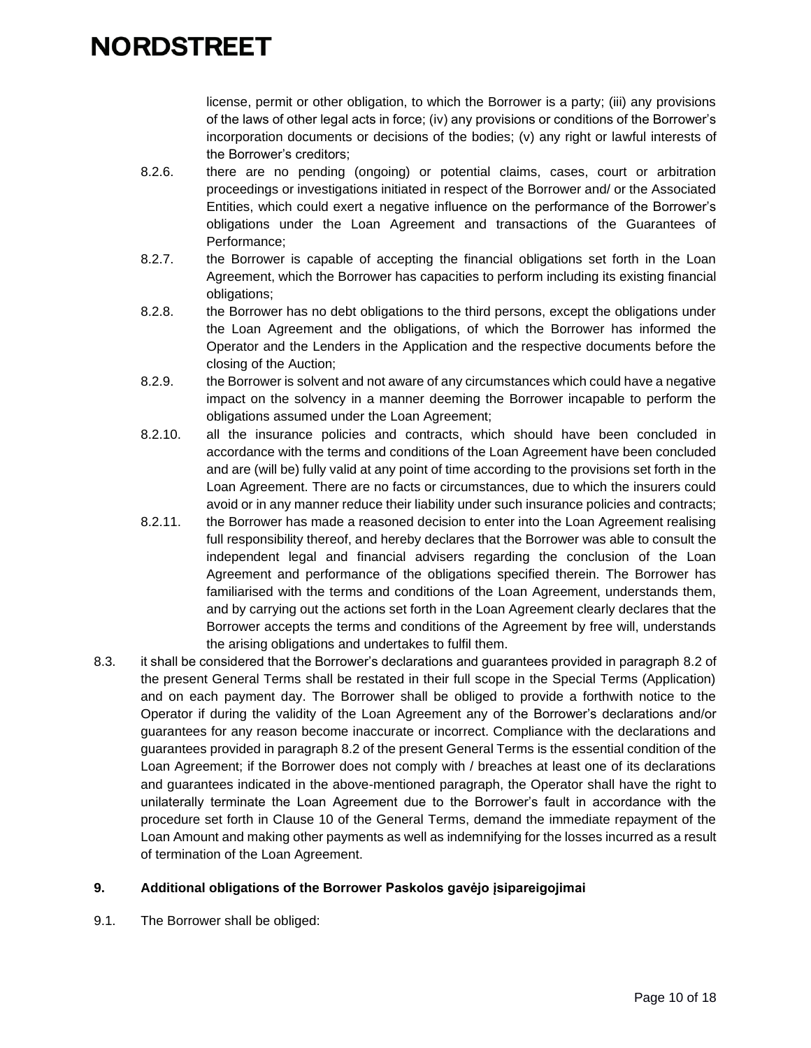license, permit or other obligation, to which the Borrower is a party; (iii) any provisions of the laws of other legal acts in force; (iv) any provisions or conditions of the Borrower's incorporation documents or decisions of the bodies; (v) any right or lawful interests of the Borrower's creditors;

8.2.6. there are no pending (ongoing) or potential claims, cases, court or arbitration proceedings or investigations initiated in respect of the Borrower and/ or the Associated Entities, which could exert a negative influence on the performance of the Borrower's obligations under the Loan Agreement and transactions of the Guarantees of Performance;

8.2.7. the Borrower is capable of accepting the financial obligations set forth in the Loan Agreement, which the Borrower has capacities to perform including its existing financial obligations;

8.2.8. the Borrower has no debt obligations to the third persons, except the obligations under the Loan Agreement and the obligations, of which the Borrower has informed the Operator and the Lenders in the Application and the respective documents before the closing of the Auction;

8.2.9. the Borrower is solvent and not aware of any circumstances which could have a negative impact on the solvency in a manner deeming the Borrower incapable to perform the obligations assumed under the Loan Agreement;

8.2.10. all the insurance policies and contracts, which should have been concluded in accordance with the terms and conditions of the Loan Agreement have been concluded and are (will be) fully valid at any point of time according to the provisions set forth in the Loan Agreement. There are no facts or circumstances, due to which the insurers could avoid or in any manner reduce their liability under such insurance policies and contracts;

8.2.11. the Borrower has made a reasoned decision to enter into the Loan Agreement realising full responsibility thereof, and hereby declares that the Borrower was able to consult the independent legal and financial advisers regarding the conclusion of the Loan Agreement and performance of the obligations specified therein. The Borrower has familiarised with the terms and conditions of the Loan Agreement, understands them, and by carrying out the actions set forth in the Loan Agreement clearly declares that the Borrower accepts the terms and conditions of the Agreement by free will, understands the arising obligations and undertakes to fulfil them.

8.3. it shall be considered that the Borrower's declarations and guarantees provided in paragraph 8.2 of the present General Terms shall be restated in their full scope in the Special Terms (Application) and on each payment day. The Borrower shall be obliged to provide a forthwith notice to the Operator if during the validity of the Loan Agreement any of the Borrower's declarations and/or guarantees for any reason become inaccurate or incorrect. Compliance with the declarations and guarantees provided in paragraph 8.2 of the present General Terms is the essential condition of the Loan Agreement; if the Borrower does not comply with / breaches at least one of its declarations and guarantees indicated in the above-mentioned paragraph, the Operator shall have the right to unilaterally terminate the Loan Agreement due to the Borrower's fault in accordance with the procedure set forth in Clause 10 of the General Terms, demand the immediate repayment of the Loan Amount and making other payments as well as indemnifying for the losses incurred as a result of termination of the Loan Agreement.

## 9. Additional obligations of the Borrower Paskolos gavėjo įsipareigojimai

9.1. The Borrower shall be obliged: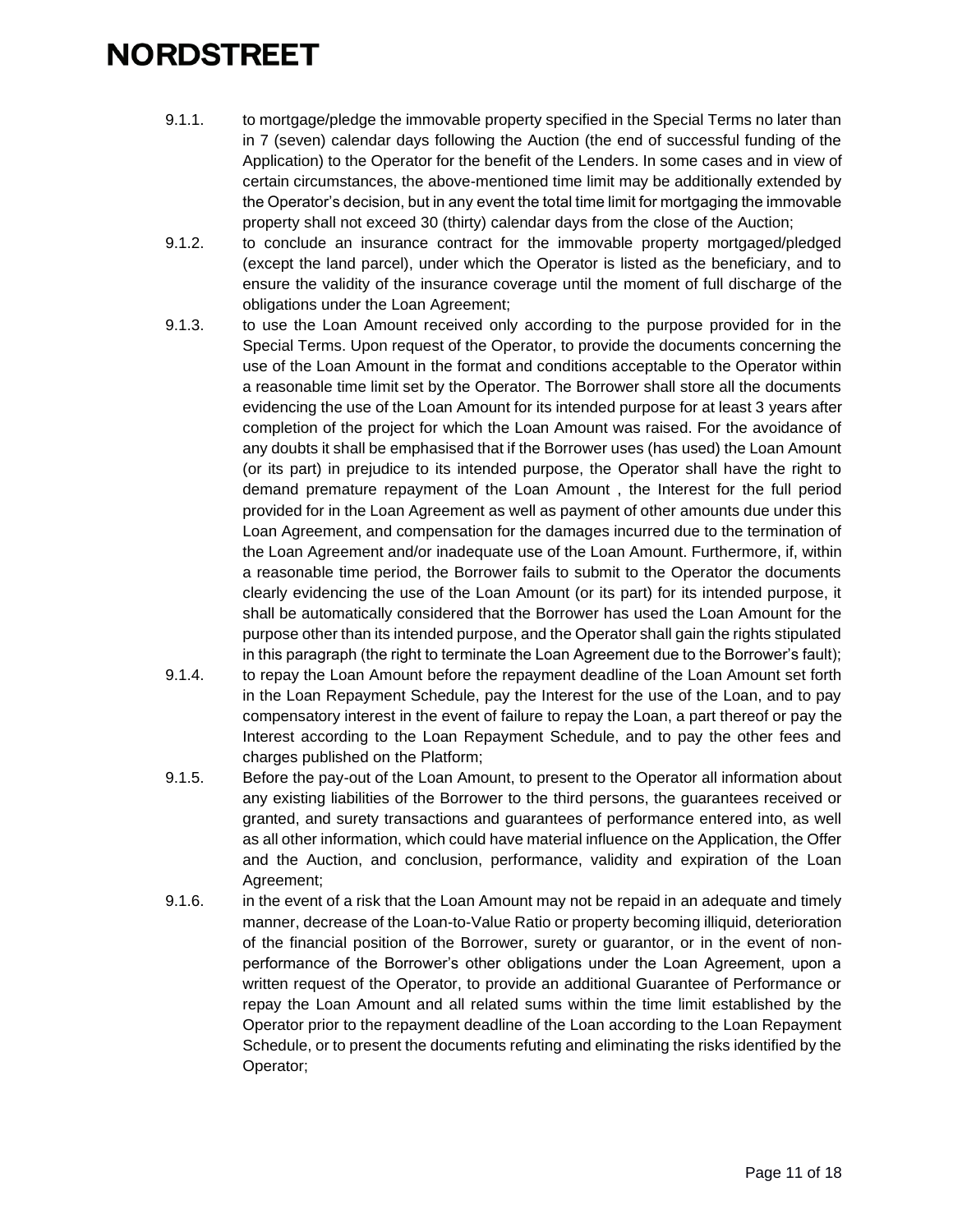9.1.1. to mortgage/pledge the immovable property specified in the Special Terms no later than in 7 (seven) calendar days following the Auction (the end of successful funding of the Application) to the Operator for the benefit of the Lenders. In some cases and in view of certain circumstances, the above-mentioned time limit may be additionally extended by the Operator's decision, but in any event the total time limit for mortgaging the immovable property shall not exceed 30 (thirty) calendar days from the close of the Auction;

9.1.2. to conclude an insurance contract for the immovable property mortgaged/pledged (except the land parcel), under which the Operator is listed as the beneficiary, and to ensure the validity of the insurance coverage until the moment of full discharge of the obligations under the Loan Agreement;

9.1.3. to use the Loan Amount received only according to the purpose provided for in the Special Terms. Upon request of the Operator, to provide the documents concerning the use of the Loan Amount in the format and conditions acceptable to the Operator within a reasonable time limit set by the Operator. The Borrower shall store all the documents evidencing the use of the Loan Amount for its intended purpose for at least 3 years after completion of the project for which the Loan Amount was raised. For the avoidance of any doubts it shall be emphasised that if the Borrower uses (has used) the Loan Amount (or its part) in prejudice to its intended purpose, the Operator shall have the right to demand premature repayment of the Loan Amount , the Interest for the full period provided for in the Loan Agreement as well as payment of other amounts due under this Loan Agreement, and compensation for the damages incurred due to the termination of the Loan Agreement and/or inadequate use of the Loan Amount. Furthermore, if, within a reasonable time period, the Borrower fails to submit to the Operator the documents clearly evidencing the use of the Loan Amount (or its part) for its intended purpose, it shall be automatically considered that the Borrower has used the Loan Amount for the purpose other than its intended purpose, and the Operator shall gain the rights stipulated in this paragraph (the right to terminate the Loan Agreement due to the Borrower's fault);

9.1.4. to repay the Loan Amount before the repayment deadline of the Loan Amount set forth in the Loan Repayment Schedule, pay the Interest for the use of the Loan, and to pay compensatory interest in the event of failure to repay the Loan, a part thereof or pay the Interest according to the Loan Repayment Schedule, and to pay the other fees and charges published on the Platform;

9.1.5. Before the pay-out of the Loan Amount, to present to the Operator all information about any existing liabilities of the Borrower to the third persons, the guarantees received or granted, and surety transactions and guarantees of performance entered into, as well as all other information, which could have material influence on the Application, the Offer and the Auction, and conclusion, performance, validity and expiration of the Loan Agreement;

9.1.6. in the event of a risk that the Loan Amount may not be repaid in an adequate and timely manner, decrease of the Loan-to-Value Ratio or property becoming illiquid, deterioration of the financial position of the Borrower, surety or guarantor, or in the event of non-performance of the Borrower's other obligations under the Loan Agreement, upon a written request of the Operator, to provide an additional Guarantee of Performance or repay the Loan Amount and all related sums within the time limit established by the Operator prior to the repayment deadline of the Loan according to the Loan Repayment Schedule, or to present the documents refuting and eliminating the risks identified by the Operator;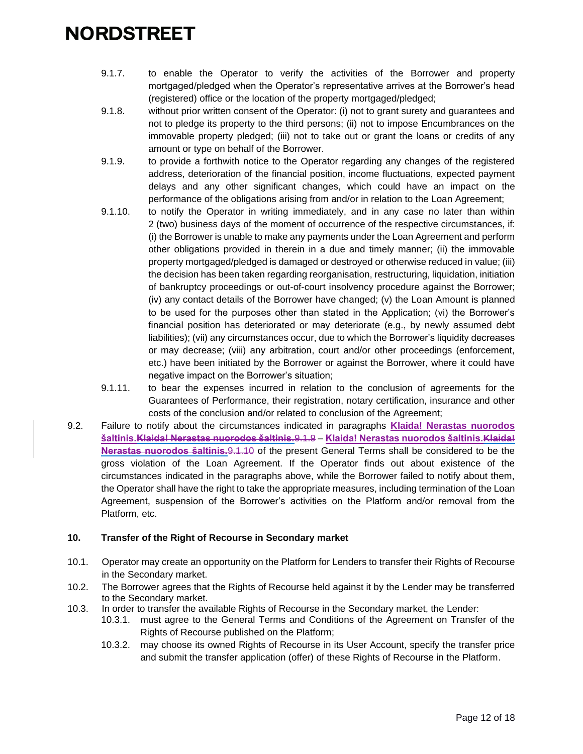9.1.7. to enable the Operator to verify the activities of the Borrower and property mortgaged/pledged when the Operator's representative arrives at the Borrower's head (registered) office or the location of the property mortgaged/pledged;

9.1.8. without prior written consent of the Operator: (i) not to grant surety and guarantees and not to pledge its property to the third persons; (ii) not to impose Encumbrances on the immovable property pledged; (iii) not to take out or grant the loans or credits of any amount or type on behalf of the Borrower.

9.1.9. to provide a forthwith notice to the Operator regarding any changes of the registered address, deterioration of the financial position, income fluctuations, expected payment delays and any other significant changes, which could have an impact on the performance of the obligations arising from and/or in relation to the Loan Agreement;

9.1.10. to notify the Operator in writing immediately, and in any case no later than within 2 (two) business days of the moment of occurrence of the respective circumstances, if: (i) the Borrower is unable to make any payments under the Loan Agreement and perform other obligations provided in therein in a due and timely manner; (ii) the immovable property mortgaged/pledged is damaged or destroyed or otherwise reduced in value; (iii) the decision has been taken regarding reorganisation, restructuring, liquidation, initiation of bankruptcy proceedings or out-of-court insolvency procedure against the Borrower; (iv) any contact details of the Borrower have changed; (v) the Loan Amount is planned to be used for the purposes other than stated in the Application; (vi) the Borrower's financial position has deteriorated or may deteriorate (e.g., by newly assumed debt liabilities); (vii) any circumstances occur, due to which the Borrower's liquidity decreases or may decrease; (viii) any arbitration, court and/or other proceedings (enforcement, etc.) have been initiated by the Borrower or against the Borrower, where it could have negative impact on the Borrower's situation;

9.1.11. to bear the expenses incurred in relation to the conclusion of agreements for the Guarantees of Performance, their registration, notary certification, insurance and other costs of the conclusion and/or related to conclusion of the Agreement;

9.2. Failure to notify about the circumstances indicated in paragraphs **Klaida! Nerastas nuorodos šaltinis.**~~Klaida! Nerastas nuorodos šaltinis.~~~~9.1.9~~ – **Klaida! Nerastas nuorodos šaltinis.**~~Klaida! Nerastas nuorodos šaltinis.~~~~9.1.10~~ of the present General Terms shall be considered to be the gross violation of the Loan Agreement. If the Operator finds out about existence of the circumstances indicated in the paragraphs above, while the Borrower failed to notify about them, the Operator shall have the right to take the appropriate measures, including termination of the Loan Agreement, suspension of the Borrower's activities on the Platform and/or removal from the Platform, etc.

### 10. Transfer of the Right of Recourse in Secondary market

10.1. Operator may create an opportunity on the Platform for Lenders to transfer their Rights of Recourse in the Secondary market.

10.2. The Borrower agrees that the Rights of Recourse held against it by the Lender may be transferred to the Secondary market.

10.3. In order to transfer the available Rights of Recourse in the Secondary market, the Lender:

10.3.1. must agree to the General Terms and Conditions of the Agreement on Transfer of the Rights of Recourse published on the Platform;

10.3.2. may choose its owned Rights of Recourse in its User Account, specify the transfer price and submit the transfer application (offer) of these Rights of Recourse in the Platform.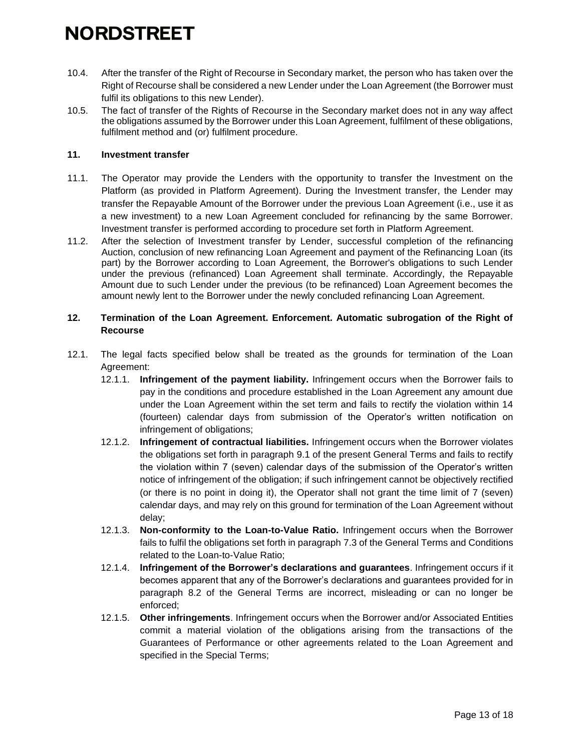10.4. After the transfer of the Right of Recourse in Secondary market, the person who has taken over the Right of Recourse shall be considered a new Lender under the Loan Agreement (the Borrower must fulfil its obligations to this new Lender).

10.5. The fact of transfer of the Rights of Recourse in the Secondary market does not in any way affect the obligations assumed by the Borrower under this Loan Agreement, fulfilment of these obligations, fulfilment method and (or) fulfilment procedure.

**11. Investment transfer**

11.1. The Operator may provide the Lenders with the opportunity to transfer the Investment on the Platform (as provided in Platform Agreement). During the Investment transfer, the Lender may transfer the Repayable Amount of the Borrower under the previous Loan Agreement (i.e., use it as a new investment) to a new Loan Agreement concluded for refinancing by the same Borrower. Investment transfer is performed according to procedure set forth in Platform Agreement.

11.2. After the selection of Investment transfer by Lender, successful completion of the refinancing Auction, conclusion of new refinancing Loan Agreement and payment of the Refinancing Loan (its part) by the Borrower according to Loan Agreement, the Borrower's obligations to such Lender under the previous (refinanced) Loan Agreement shall terminate. Accordingly, the Repayable Amount due to such Lender under the previous (to be refinanced) Loan Agreement becomes the amount newly lent to the Borrower under the newly concluded refinancing Loan Agreement.

**12. Termination of the Loan Agreement. Enforcement. Automatic subrogation of the Right of Recourse**

12.1. The legal facts specified below shall be treated as the grounds for termination of the Loan Agreement:

- 12.1.1. **Infringement of the payment liability.** Infringement occurs when the Borrower fails to pay in the conditions and procedure established in the Loan Agreement any amount due under the Loan Agreement within the set term and fails to rectify the violation within 14 (fourteen) calendar days from submission of the Operator's written notification on infringement of obligations;
- 12.1.2. **Infringement of contractual liabilities.** Infringement occurs when the Borrower violates the obligations set forth in paragraph 9.1 of the present General Terms and fails to rectify the violation within 7 (seven) calendar days of the submission of the Operator's written notice of infringement of the obligation; if such infringement cannot be objectively rectified (or there is no point in doing it), the Operator shall not grant the time limit of 7 (seven) calendar days, and may rely on this ground for termination of the Loan Agreement without delay;
- 12.1.3. **Non-conformity to the Loan-to-Value Ratio.** Infringement occurs when the Borrower fails to fulfil the obligations set forth in paragraph 7.3 of the General Terms and Conditions related to the Loan-to-Value Ratio;
- 12.1.4. **Infringement of the Borrower's declarations and guarantees**. Infringement occurs if it becomes apparent that any of the Borrower's declarations and guarantees provided for in paragraph 8.2 of the General Terms are incorrect, misleading or can no longer be enforced;
- 12.1.5. **Other infringements**. Infringement occurs when the Borrower and/or Associated Entities commit a material violation of the obligations arising from the transactions of the Guarantees of Performance or other agreements related to the Loan Agreement and specified in the Special Terms;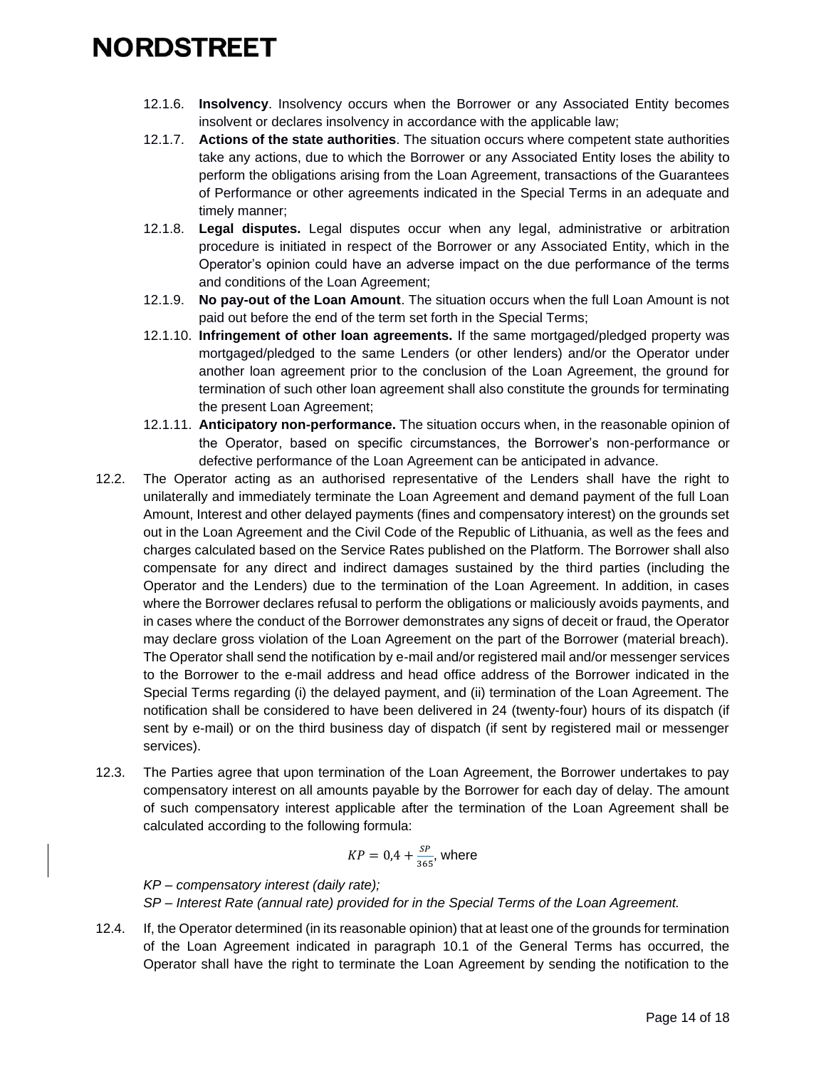12.1.6. **Insolvency**. Insolvency occurs when the Borrower or any Associated Entity becomes insolvent or declares insolvency in accordance with the applicable law;

12.1.7. **Actions of the state authorities**. The situation occurs where competent state authorities take any actions, due to which the Borrower or any Associated Entity loses the ability to perform the obligations arising from the Loan Agreement, transactions of the Guarantees of Performance or other agreements indicated in the Special Terms in an adequate and timely manner;

12.1.8. **Legal disputes.** Legal disputes occur when any legal, administrative or arbitration procedure is initiated in respect of the Borrower or any Associated Entity, which in the Operator's opinion could have an adverse impact on the due performance of the terms and conditions of the Loan Agreement;

12.1.9. **No pay-out of the Loan Amount**. The situation occurs when the full Loan Amount is not paid out before the end of the term set forth in the Special Terms;

12.1.10. **Infringement of other loan agreements.** If the same mortgaged/pledged property was mortgaged/pledged to the same Lenders (or other lenders) and/or the Operator under another loan agreement prior to the conclusion of the Loan Agreement, the ground for termination of such other loan agreement shall also constitute the grounds for terminating the present Loan Agreement;

12.1.11. **Anticipatory non-performance.** The situation occurs when, in the reasonable opinion of the Operator, based on specific circumstances, the Borrower's non-performance or defective performance of the Loan Agreement can be anticipated in advance.

12.2. The Operator acting as an authorised representative of the Lenders shall have the right to unilaterally and immediately terminate the Loan Agreement and demand payment of the full Loan Amount, Interest and other delayed payments (fines and compensatory interest) on the grounds set out in the Loan Agreement and the Civil Code of the Republic of Lithuania, as well as the fees and charges calculated based on the Service Rates published on the Platform. The Borrower shall also compensate for any direct and indirect damages sustained by the third parties (including the Operator and the Lenders) due to the termination of the Loan Agreement. In addition, in cases where the Borrower declares refusal to perform the obligations or maliciously avoids payments, and in cases where the conduct of the Borrower demonstrates any signs of deceit or fraud, the Operator may declare gross violation of the Loan Agreement on the part of the Borrower (material breach). The Operator shall send the notification by e-mail and/or registered mail and/or messenger services to the Borrower to the e-mail address and head office address of the Borrower indicated in the Special Terms regarding (i) the delayed payment, and (ii) termination of the Loan Agreement. The notification shall be considered to have been delivered in 24 (twenty-four) hours of its dispatch (if sent by e-mail) or on the third business day of dispatch (if sent by registered mail or messenger services).

12.3. The Parties agree that upon termination of the Loan Agreement, the Borrower undertakes to pay compensatory interest on all amounts payable by the Borrower for each day of delay. The amount of such compensatory interest applicable after the termination of the Loan Agreement shall be calculated according to the following formula:

$$KP = 0{,}4 + \frac{SP}{365}, \text{ where}$$

*KP – compensatory interest (daily rate);*
*SP – Interest Rate (annual rate) provided for in the Special Terms of the Loan Agreement.*

12.4. If, the Operator determined (in its reasonable opinion) that at least one of the grounds for termination of the Loan Agreement indicated in paragraph 10.1 of the General Terms has occurred, the Operator shall have the right to terminate the Loan Agreement by sending the notification to the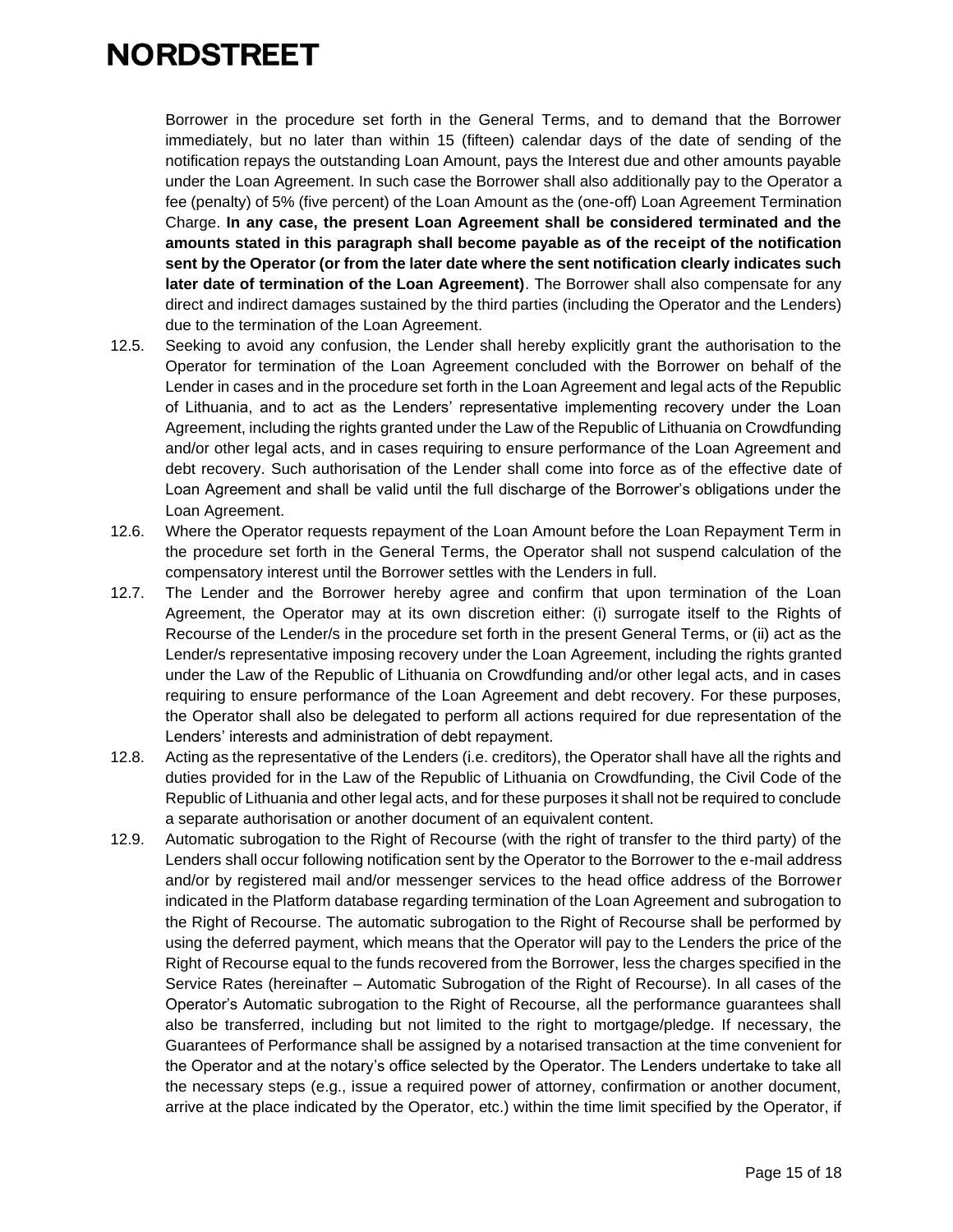Borrower in the procedure set forth in the General Terms, and to demand that the Borrower immediately, but no later than within 15 (fifteen) calendar days of the date of sending of the notification repays the outstanding Loan Amount, pays the Interest due and other amounts payable under the Loan Agreement. In such case the Borrower shall also additionally pay to the Operator a fee (penalty) of 5% (five percent) of the Loan Amount as the (one-off) Loan Agreement Termination Charge. **In any case, the present Loan Agreement shall be considered terminated and the amounts stated in this paragraph shall become payable as of the receipt of the notification sent by the Operator (or from the later date where the sent notification clearly indicates such later date of termination of the Loan Agreement)**. The Borrower shall also compensate for any direct and indirect damages sustained by the third parties (including the Operator and the Lenders) due to the termination of the Loan Agreement.

12.5. Seeking to avoid any confusion, the Lender shall hereby explicitly grant the authorisation to the Operator for termination of the Loan Agreement concluded with the Borrower on behalf of the Lender in cases and in the procedure set forth in the Loan Agreement and legal acts of the Republic of Lithuania, and to act as the Lenders' representative implementing recovery under the Loan Agreement, including the rights granted under the Law of the Republic of Lithuania on Crowdfunding and/or other legal acts, and in cases requiring to ensure performance of the Loan Agreement and debt recovery. Such authorisation of the Lender shall come into force as of the effective date of Loan Agreement and shall be valid until the full discharge of the Borrower's obligations under the Loan Agreement.

12.6. Where the Operator requests repayment of the Loan Amount before the Loan Repayment Term in the procedure set forth in the General Terms, the Operator shall not suspend calculation of the compensatory interest until the Borrower settles with the Lenders in full.

12.7. The Lender and the Borrower hereby agree and confirm that upon termination of the Loan Agreement, the Operator may at its own discretion either: (i) surrogate itself to the Rights of Recourse of the Lender/s in the procedure set forth in the present General Terms, or (ii) act as the Lender/s representative imposing recovery under the Loan Agreement, including the rights granted under the Law of the Republic of Lithuania on Crowdfunding and/or other legal acts, and in cases requiring to ensure performance of the Loan Agreement and debt recovery. For these purposes, the Operator shall also be delegated to perform all actions required for due representation of the Lenders' interests and administration of debt repayment.

12.8. Acting as the representative of the Lenders (i.e. creditors), the Operator shall have all the rights and duties provided for in the Law of the Republic of Lithuania on Crowdfunding, the Civil Code of the Republic of Lithuania and other legal acts, and for these purposes it shall not be required to conclude a separate authorisation or another document of an equivalent content.

12.9. Automatic subrogation to the Right of Recourse (with the right of transfer to the third party) of the Lenders shall occur following notification sent by the Operator to the Borrower to the e-mail address and/or by registered mail and/or messenger services to the head office address of the Borrower indicated in the Platform database regarding termination of the Loan Agreement and subrogation to the Right of Recourse. The automatic subrogation to the Right of Recourse shall be performed by using the deferred payment, which means that the Operator will pay to the Lenders the price of the Right of Recourse equal to the funds recovered from the Borrower, less the charges specified in the Service Rates (hereinafter – Automatic Subrogation of the Right of Recourse). In all cases of the Operator's Automatic subrogation to the Right of Recourse, all the performance guarantees shall also be transferred, including but not limited to the right to mortgage/pledge. If necessary, the Guarantees of Performance shall be assigned by a notarised transaction at the time convenient for the Operator and at the notary's office selected by the Operator. The Lenders undertake to take all the necessary steps (e.g., issue a required power of attorney, confirmation or another document, arrive at the place indicated by the Operator, etc.) within the time limit specified by the Operator, if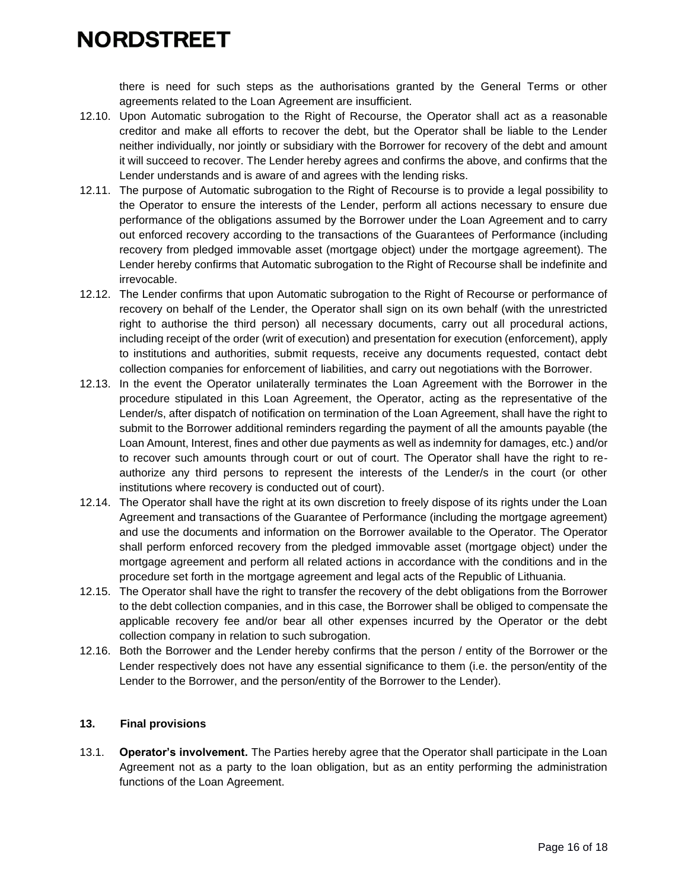there is need for such steps as the authorisations granted by the General Terms or other agreements related to the Loan Agreement are insufficient.

12.10. Upon Automatic subrogation to the Right of Recourse, the Operator shall act as a reasonable creditor and make all efforts to recover the debt, but the Operator shall be liable to the Lender neither individually, nor jointly or subsidiary with the Borrower for recovery of the debt and amount it will succeed to recover. The Lender hereby agrees and confirms the above, and confirms that the Lender understands and is aware of and agrees with the lending risks.

12.11. The purpose of Automatic subrogation to the Right of Recourse is to provide a legal possibility to the Operator to ensure the interests of the Lender, perform all actions necessary to ensure due performance of the obligations assumed by the Borrower under the Loan Agreement and to carry out enforced recovery according to the transactions of the Guarantees of Performance (including recovery from pledged immovable asset (mortgage object) under the mortgage agreement). The Lender hereby confirms that Automatic subrogation to the Right of Recourse shall be indefinite and irrevocable.

12.12. The Lender confirms that upon Automatic subrogation to the Right of Recourse or performance of recovery on behalf of the Lender, the Operator shall sign on its own behalf (with the unrestricted right to authorise the third person) all necessary documents, carry out all procedural actions, including receipt of the order (writ of execution) and presentation for execution (enforcement), apply to institutions and authorities, submit requests, receive any documents requested, contact debt collection companies for enforcement of liabilities, and carry out negotiations with the Borrower.

12.13. In the event the Operator unilaterally terminates the Loan Agreement with the Borrower in the procedure stipulated in this Loan Agreement, the Operator, acting as the representative of the Lender/s, after dispatch of notification on termination of the Loan Agreement, shall have the right to submit to the Borrower additional reminders regarding the payment of all the amounts payable (the Loan Amount, Interest, fines and other due payments as well as indemnity for damages, etc.) and/or to recover such amounts through court or out of court. The Operator shall have the right to re-authorize any third persons to represent the interests of the Lender/s in the court (or other institutions where recovery is conducted out of court).

12.14. The Operator shall have the right at its own discretion to freely dispose of its rights under the Loan Agreement and transactions of the Guarantee of Performance (including the mortgage agreement) and use the documents and information on the Borrower available to the Operator. The Operator shall perform enforced recovery from the pledged immovable asset (mortgage object) under the mortgage agreement and perform all related actions in accordance with the conditions and in the procedure set forth in the mortgage agreement and legal acts of the Republic of Lithuania.

12.15. The Operator shall have the right to transfer the recovery of the debt obligations from the Borrower to the debt collection companies, and in this case, the Borrower shall be obliged to compensate the applicable recovery fee and/or bear all other expenses incurred by the Operator or the debt collection company in relation to such subrogation.

12.16. Both the Borrower and the Lender hereby confirms that the person / entity of the Borrower or the Lender respectively does not have any essential significance to them (i.e. the person/entity of the Lender to the Borrower, and the person/entity of the Borrower to the Lender).

### 13. Final provisions

13.1. **Operator's involvement.** The Parties hereby agree that the Operator shall participate in the Loan Agreement not as a party to the loan obligation, but as an entity performing the administration functions of the Loan Agreement.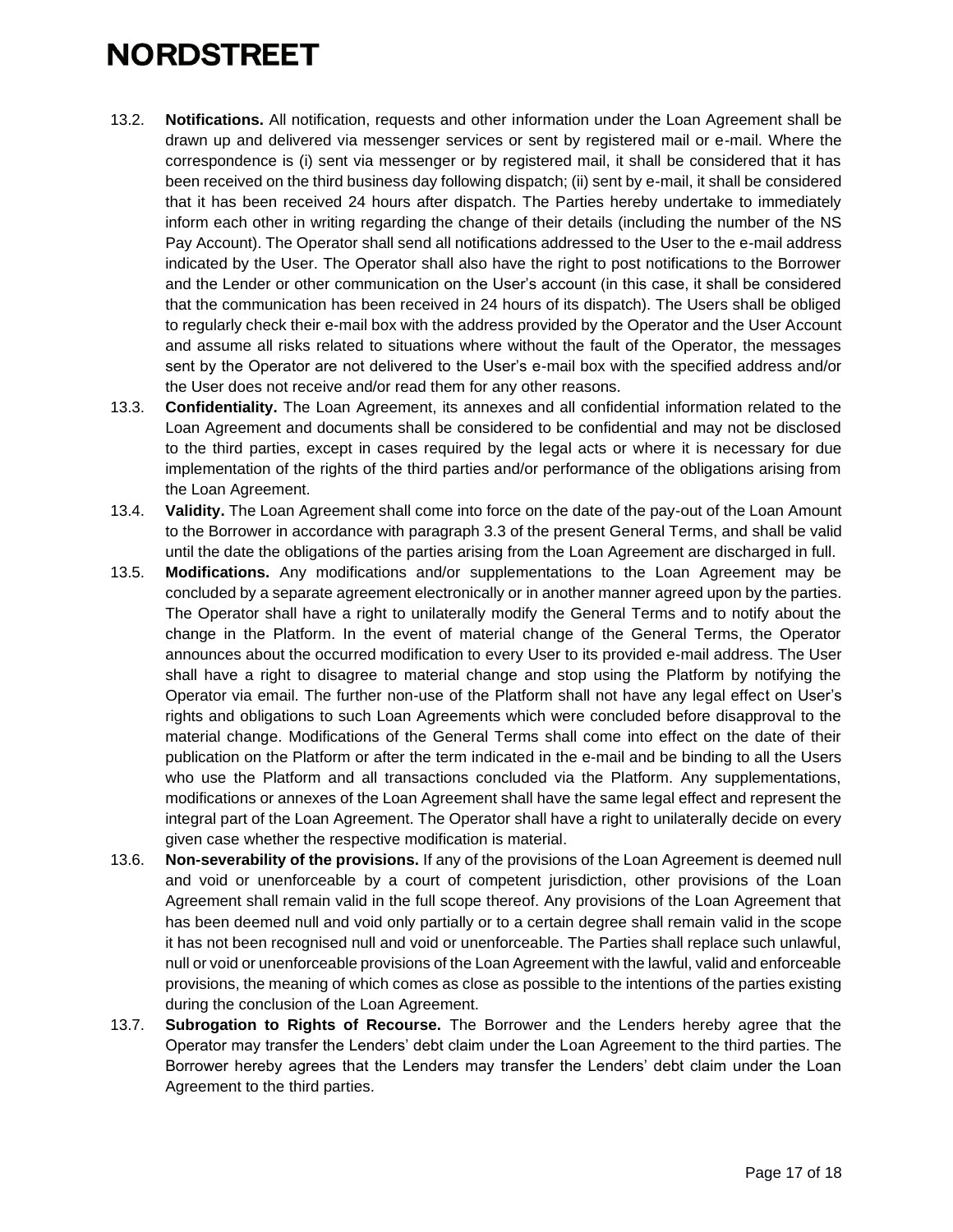13.2. **Notifications.** All notification, requests and other information under the Loan Agreement shall be drawn up and delivered via messenger services or sent by registered mail or e-mail. Where the correspondence is (i) sent via messenger or by registered mail, it shall be considered that it has been received on the third business day following dispatch; (ii) sent by e-mail, it shall be considered that it has been received 24 hours after dispatch. The Parties hereby undertake to immediately inform each other in writing regarding the change of their details (including the number of the NS Pay Account). The Operator shall send all notifications addressed to the User to the e-mail address indicated by the User. The Operator shall also have the right to post notifications to the Borrower and the Lender or other communication on the User's account (in this case, it shall be considered that the communication has been received in 24 hours of its dispatch). The Users shall be obliged to regularly check their e-mail box with the address provided by the Operator and the User Account and assume all risks related to situations where without the fault of the Operator, the messages sent by the Operator are not delivered to the User's e-mail box with the specified address and/or the User does not receive and/or read them for any other reasons.

13.3. **Confidentiality.** The Loan Agreement, its annexes and all confidential information related to the Loan Agreement and documents shall be considered to be confidential and may not be disclosed to the third parties, except in cases required by the legal acts or where it is necessary for due implementation of the rights of the third parties and/or performance of the obligations arising from the Loan Agreement.

13.4. **Validity.** The Loan Agreement shall come into force on the date of the pay-out of the Loan Amount to the Borrower in accordance with paragraph 3.3 of the present General Terms, and shall be valid until the date the obligations of the parties arising from the Loan Agreement are discharged in full.

13.5. **Modifications.** Any modifications and/or supplementations to the Loan Agreement may be concluded by a separate agreement electronically or in another manner agreed upon by the parties. The Operator shall have a right to unilaterally modify the General Terms and to notify about the change in the Platform. In the event of material change of the General Terms, the Operator announces about the occurred modification to every User to its provided e-mail address. The User shall have a right to disagree to material change and stop using the Platform by notifying the Operator via email. The further non-use of the Platform shall not have any legal effect on User's rights and obligations to such Loan Agreements which were concluded before disapproval to the material change. Modifications of the General Terms shall come into effect on the date of their publication on the Platform or after the term indicated in the e-mail and be binding to all the Users who use the Platform and all transactions concluded via the Platform. Any supplementations, modifications or annexes of the Loan Agreement shall have the same legal effect and represent the integral part of the Loan Agreement. The Operator shall have a right to unilaterally decide on every given case whether the respective modification is material.

13.6. **Non-severability of the provisions.** If any of the provisions of the Loan Agreement is deemed null and void or unenforceable by a court of competent jurisdiction, other provisions of the Loan Agreement shall remain valid in the full scope thereof. Any provisions of the Loan Agreement that has been deemed null and void only partially or to a certain degree shall remain valid in the scope it has not been recognised null and void or unenforceable. The Parties shall replace such unlawful, null or void or unenforceable provisions of the Loan Agreement with the lawful, valid and enforceable provisions, the meaning of which comes as close as possible to the intentions of the parties existing during the conclusion of the Loan Agreement.

13.7. **Subrogation to Rights of Recourse.** The Borrower and the Lenders hereby agree that the Operator may transfer the Lenders' debt claim under the Loan Agreement to the third parties. The Borrower hereby agrees that the Lenders may transfer the Lenders' debt claim under the Loan Agreement to the third parties.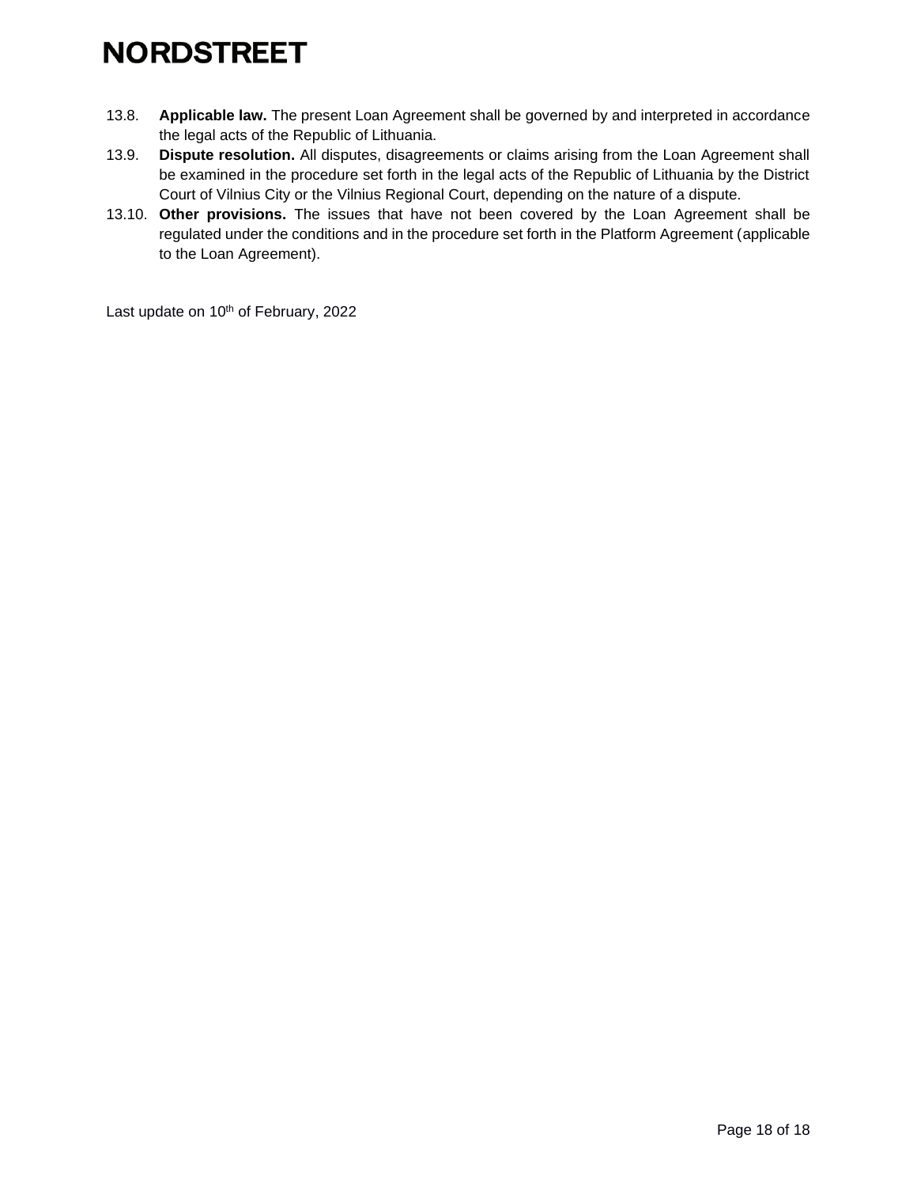13.8. **Applicable law.** The present Loan Agreement shall be governed by and interpreted in accordance the legal acts of the Republic of Lithuania.

13.9. **Dispute resolution.** All disputes, disagreements or claims arising from the Loan Agreement shall be examined in the procedure set forth in the legal acts of the Republic of Lithuania by the District Court of Vilnius City or the Vilnius Regional Court, depending on the nature of a dispute.

13.10. **Other provisions.** The issues that have not been covered by the Loan Agreement shall be regulated under the conditions and in the procedure set forth in the Platform Agreement (applicable to the Loan Agreement).

Last update on 10th of February, 2022